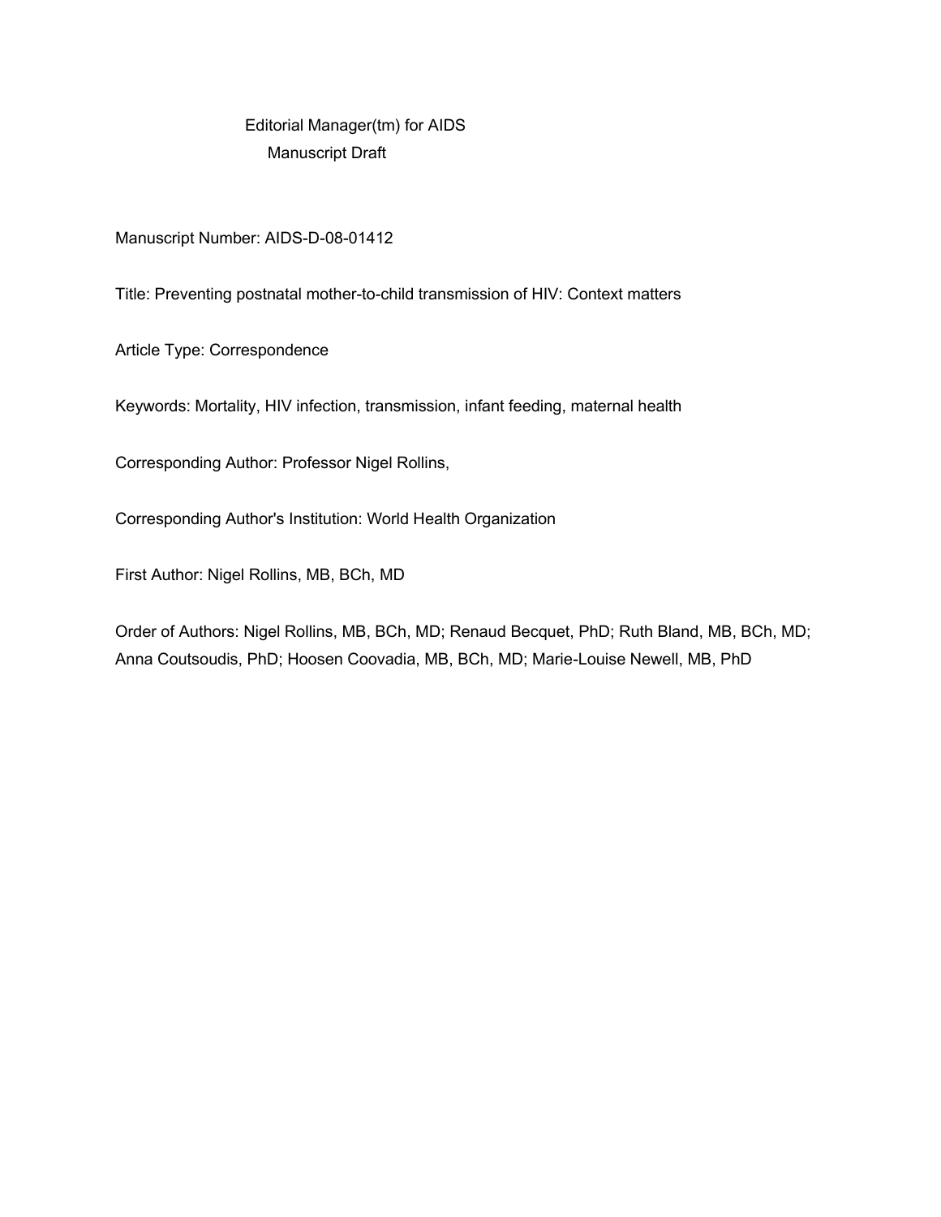Editorial Manager(tm) for AIDS
Manuscript Draft

Manuscript Number: AIDS-D-08-01412

Title: Preventing postnatal mother-to-child transmission of HIV: Context matters

Article Type: Correspondence

Keywords: Mortality, HIV infection, transmission, infant feeding, maternal health

Corresponding Author: Professor Nigel Rollins,

Corresponding Author's Institution: World Health Organization

First Author: Nigel Rollins, MB, BCh, MD

Order of Authors: Nigel Rollins, MB, BCh, MD; Renaud Becquet, PhD; Ruth Bland, MB, BCh, MD; Anna Coutsoudis, PhD; Hoosen Coovadia, MB, BCh, MD; Marie-Louise Newell, MB, PhD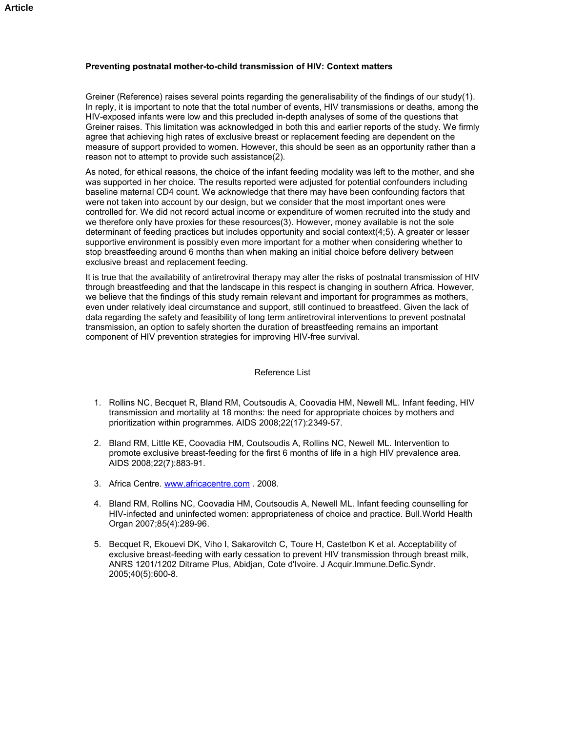**Article**

**Preventing postnatal mother-to-child transmission of HIV: Context matters**

Greiner (Reference) raises several points regarding the generalisability of the findings of our study(1). In reply, it is important to note that the total number of events, HIV transmissions or deaths, among the HIV-exposed infants were low and this precluded in-depth analyses of some of the questions that Greiner raises. This limitation was acknowledged in both this and earlier reports of the study. We firmly agree that achieving high rates of exclusive breast or replacement feeding are dependent on the measure of support provided to women. However, this should be seen as an opportunity rather than a reason not to attempt to provide such assistance(2).

As noted, for ethical reasons, the choice of the infant feeding modality was left to the mother, and she was supported in her choice. The results reported were adjusted for potential confounders including baseline maternal CD4 count. We acknowledge that there may have been confounding factors that were not taken into account by our design, but we consider that the most important ones were controlled for. We did not record actual income or expenditure of women recruited into the study and we therefore only have proxies for these resources(3). However, money available is not the sole determinant of feeding practices but includes opportunity and social context(4;5). A greater or lesser supportive environment is possibly even more important for a mother when considering whether to stop breastfeeding around 6 months than when making an initial choice before delivery between exclusive breast and replacement feeding.

It is true that the availability of antiretroviral therapy may alter the risks of postnatal transmission of HIV through breastfeeding and that the landscape in this respect is changing in southern Africa. However, we believe that the findings of this study remain relevant and important for programmes as mothers, even under relatively ideal circumstance and support, still continued to breastfeed. Given the lack of data regarding the safety and feasibility of long term antiretroviral interventions to prevent postnatal transmission, an option to safely shorten the duration of breastfeeding remains an important component of HIV prevention strategies for improving HIV-free survival.

Reference List

1. Rollins NC, Becquet R, Bland RM, Coutsoudis A, Coovadia HM, Newell ML. Infant feeding, HIV transmission and mortality at 18 months: the need for appropriate choices by mothers and prioritization within programmes. AIDS 2008;22(17):2349-57.

2. Bland RM, Little KE, Coovadia HM, Coutsoudis A, Rollins NC, Newell ML. Intervention to promote exclusive breast-feeding for the first 6 months of life in a high HIV prevalence area. AIDS 2008;22(7):883-91.

3. Africa Centre. www.africacentre.com . 2008.

4. Bland RM, Rollins NC, Coovadia HM, Coutsoudis A, Newell ML. Infant feeding counselling for HIV-infected and uninfected women: appropriateness of choice and practice. Bull.World Health Organ 2007;85(4):289-96.

5. Becquet R, Ekouevi DK, Viho I, Sakarovitch C, Toure H, Castetbon K et al. Acceptability of exclusive breast-feeding with early cessation to prevent HIV transmission through breast milk, ANRS 1201/1202 Ditrame Plus, Abidjan, Cote d'Ivoire. J Acquir.Immune.Defic.Syndr. 2005;40(5):600-8.